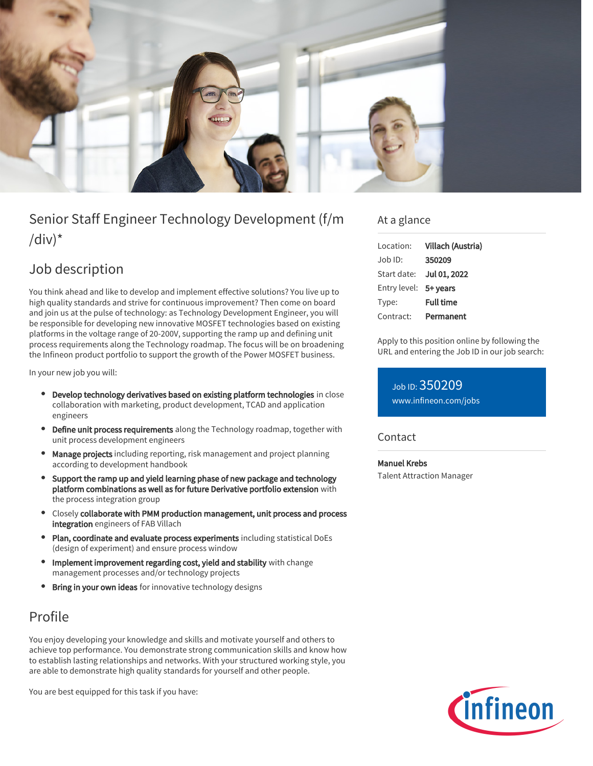# Senior Staff Engineer Technology Development (f/m/div)*

## Job description

You think ahead and like to develop and implement effective solutions? You live up to high quality standards and strive for continuous improvement? Then come on board and join us at the pulse of technology: as Technology Development Engineer, you will be responsible for developing new innovative MOSFET technologies based on existing platforms in the voltage range of 20-200V, supporting the ramp up and defining unit process requirements along the Technology roadmap. The focus will be on broadening the Infineon product portfolio to support the growth of the Power MOSFET business.

In your new job you will:

- **Develop technology derivatives based on existing platform technologies** in close collaboration with marketing, product development, TCAD and application engineers
- **Define unit process requirements** along the Technology roadmap, together with unit process development engineers
- **Manage projects** including reporting, risk management and project planning according to development handbook
- **Support the ramp up and yield learning phase of new package and technology platform combinations as well as for future Derivative portfolio extension** with the process integration group
- Closely **collaborate with PMM production management, unit process and process integration** engineers of FAB Villach
- **Plan, coordinate and evaluate process experiments** including statistical DoEs (design of experiment) and ensure process window
- **Implement improvement regarding cost, yield and stability** with change management processes and/or technology projects
- **Bring in your own ideas** for innovative technology designs

## Profile

You enjoy developing your knowledge and skills and motivate yourself and others to achieve top performance. You demonstrate strong communication skills and know how to establish lasting relationships and networks. With your structured working style, you are able to demonstrate high quality standards for yourself and other people.

You are best equipped for this task if you have:

## At a glance

| | |
|---|---|
| Location: | **Villach (Austria)** |
| Job ID: | **350209** |
| Start date: | **Jul 01, 2022** |
| Entry level: | **5+ years** |
| Type: | **Full time** |
| Contract: | **Permanent** |

Apply to this position online by following the URL and entering the Job ID in our job search:

Job ID: 350209
www.infineon.com/jobs

## Contact

**Manuel Krebs**
Talent Attraction Manager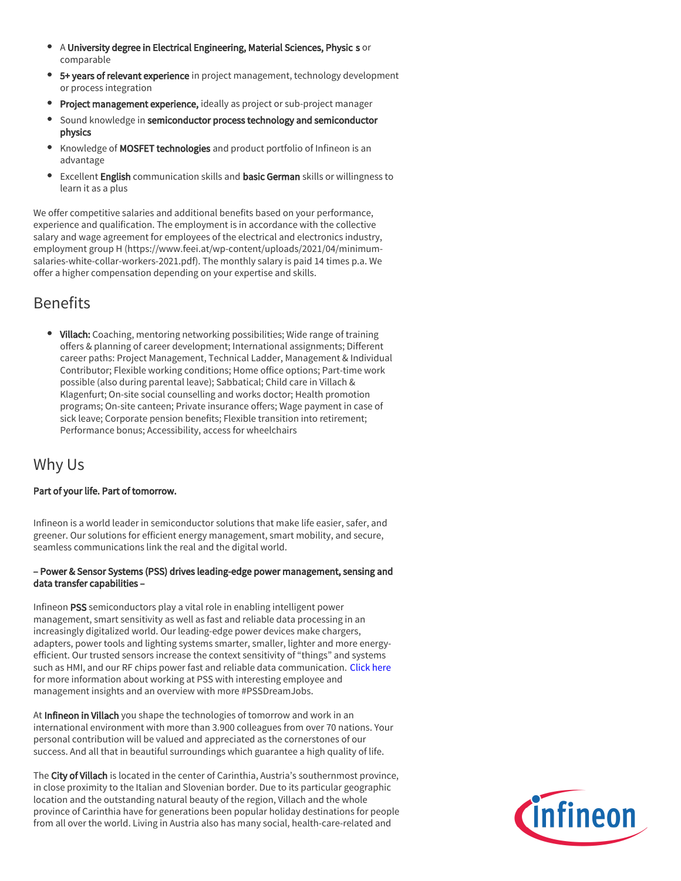- A **University degree in Electrical Engineering, Material Sciences, Physic s** or comparable
- **5+ years of relevant experience** in project management, technology development or process integration
- **Project management experience,** ideally as project or sub-project manager
- Sound knowledge in **semiconductor process technology and semiconductor physics**
- Knowledge of **MOSFET technologies** and product portfolio of Infineon is an advantage
- Excellent **English** communication skills and **basic German** skills or willingness to learn it as a plus

We offer competitive salaries and additional benefits based on your performance, experience and qualification. The employment is in accordance with the collective salary and wage agreement for employees of the electrical and electronics industry, employment group H (https://www.feei.at/wp-content/uploads/2021/04/minimum-salaries-white-collar-workers-2021.pdf). The monthly salary is paid 14 times p.a. We offer a higher compensation depending on your expertise and skills.

## Benefits

- **Villach:** Coaching, mentoring networking possibilities; Wide range of training offers & planning of career development; International assignments; Different career paths: Project Management, Technical Ladder, Management & Individual Contributor; Flexible working conditions; Home office options; Part-time work possible (also during parental leave); Sabbatical; Child care in Villach & Klagenfurt; On-site social counselling and works doctor; Health promotion programs; On-site canteen; Private insurance offers; Wage payment in case of sick leave; Corporate pension benefits; Flexible transition into retirement; Performance bonus; Accessibility, access for wheelchairs

## Why Us

**Part of your life. Part of tomorrow.**

Infineon is a world leader in semiconductor solutions that make life easier, safer, and greener. Our solutions for efficient energy management, smart mobility, and secure, seamless communications link the real and the digital world.

**– Power & Sensor Systems (PSS) drives leading-edge power management, sensing and data transfer capabilities –**

Infineon **PSS** semiconductors play a vital role in enabling intelligent power management, smart sensitivity as well as fast and reliable data processing in an increasingly digitalized world. Our leading-edge power devices make chargers, adapters, power tools and lighting systems smarter, smaller, lighter and more energy-efficient. Our trusted sensors increase the context sensitivity of "things" and systems such as HMI, and our RF chips power fast and reliable data communication. Click here for more information about working at PSS with interesting employee and management insights and an overview with more #PSSDreamJobs.

At **Infineon in Villach** you shape the technologies of tomorrow and work in an international environment with more than 3.900 colleagues from over 70 nations. Your personal contribution will be valued and appreciated as the cornerstones of our success. And all that in beautiful surroundings which guarantee a high quality of life.

The **City of Villach** is located in the center of Carinthia, Austria's southernmost province, in close proximity to the Italian and Slovenian border. Due to its particular geographic location and the outstanding natural beauty of the region, Villach and the whole province of Carinthia have for generations been popular holiday destinations for people from all over the world. Living in Austria also has many social, health-care-related and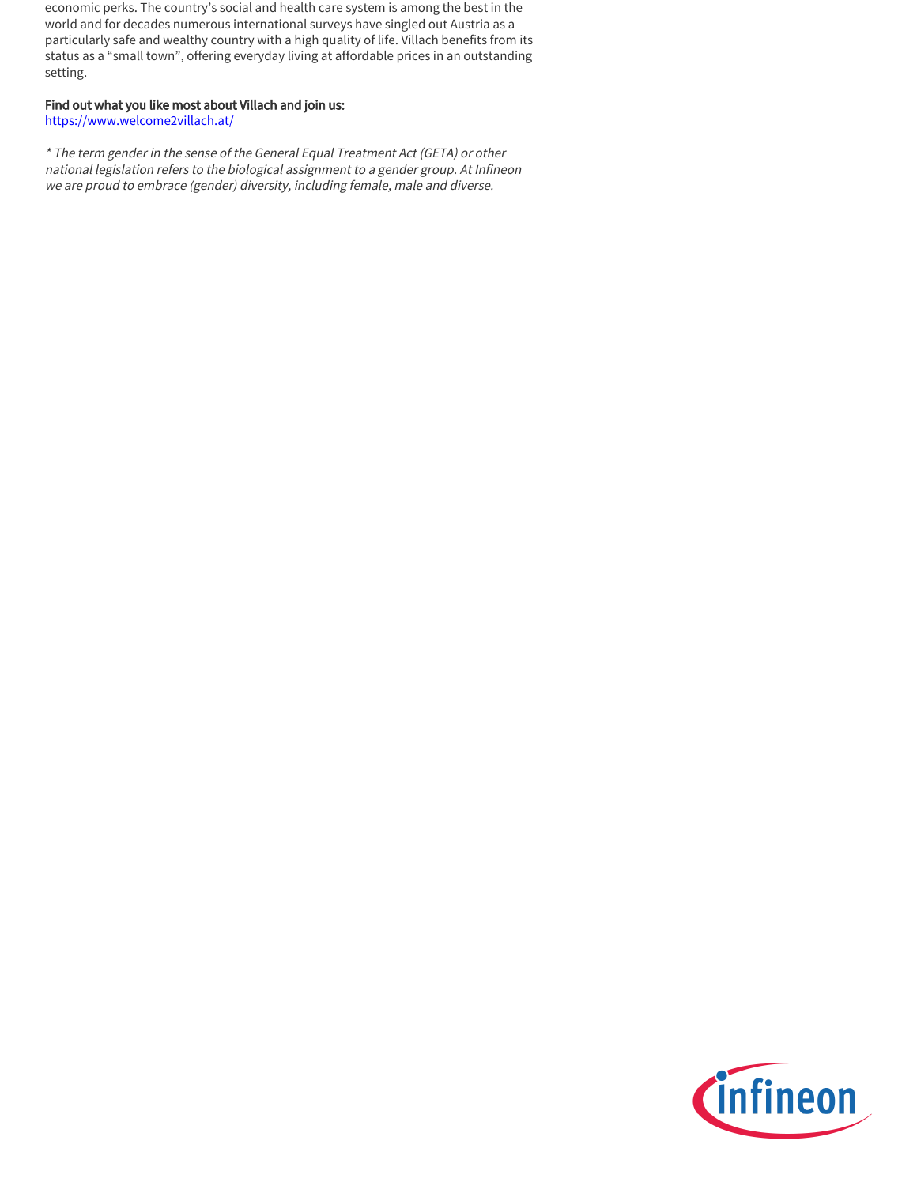economic perks. The country's social and health care system is among the best in the world and for decades numerous international surveys have singled out Austria as a particularly safe and wealthy country with a high quality of life. Villach benefits from its status as a "small town", offering everyday living at affordable prices in an outstanding setting.

**Find out what you like most about Villach and join us:**
https://www.welcome2villach.at/

*\* The term gender in the sense of the General Equal Treatment Act (GETA) or other national legislation refers to the biological assignment to a gender group. At Infineon we are proud to embrace (gender) diversity, including female, male and diverse.*